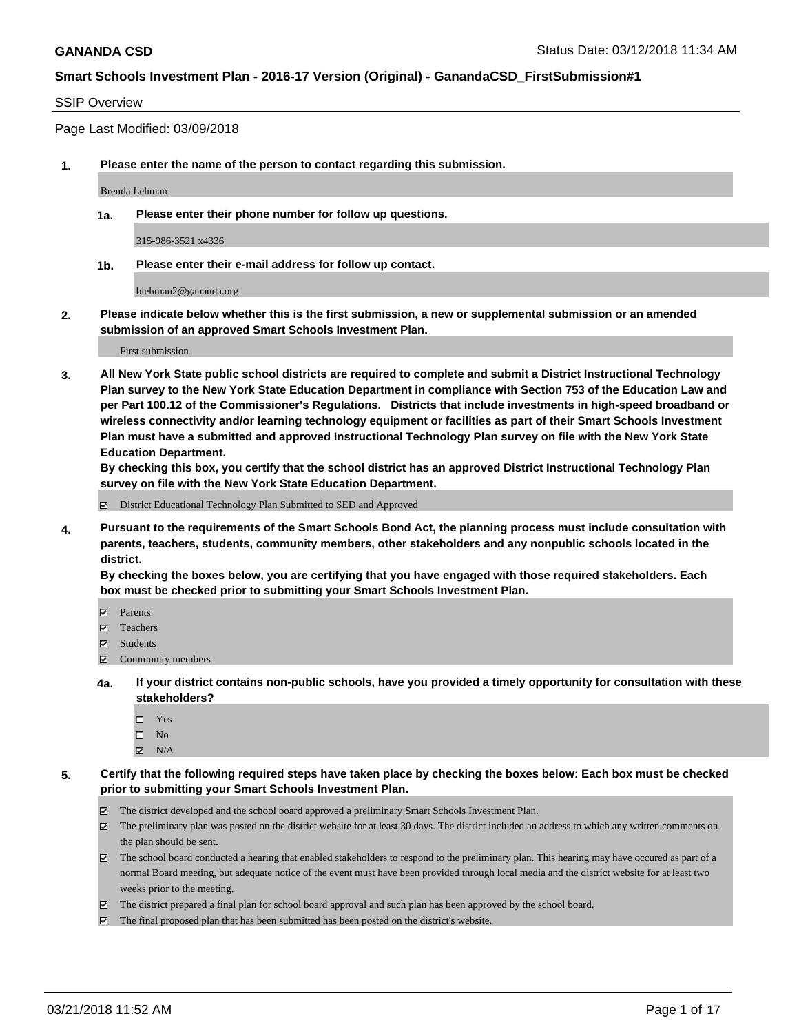**GANANDA CSD** Status Date: 03/12/2018 11:34 AM

**Smart Schools Investment Plan - 2016-17 Version (Original) - GanandaCSD_FirstSubmission#1**

SSIP Overview

Page Last Modified: 03/09/2018

**1. Please enter the name of the person to contact regarding this submission.**

Brenda Lehman

**1a. Please enter their phone number for follow up questions.**

315-986-3521 x4336

**1b. Please enter their e-mail address for follow up contact.**

blehman2@gananda.org

**2. Please indicate below whether this is the first submission, a new or supplemental submission or an amended submission of an approved Smart Schools Investment Plan.**

First submission

**3. All New York State public school districts are required to complete and submit a District Instructional Technology Plan survey to the New York State Education Department in compliance with Section 753 of the Education Law and per Part 100.12 of the Commissioner's Regulations. Districts that include investments in high-speed broadband or wireless connectivity and/or learning technology equipment or facilities as part of their Smart Schools Investment Plan must have a submitted and approved Instructional Technology Plan survey on file with the New York State Education Department.**
**By checking this box, you certify that the school district has an approved District Instructional Technology Plan survey on file with the New York State Education Department.**

- [x] District Educational Technology Plan Submitted to SED and Approved

**4. Pursuant to the requirements of the Smart Schools Bond Act, the planning process must include consultation with parents, teachers, students, community members, other stakeholders and any nonpublic schools located in the district.**
**By checking the boxes below, you are certifying that you have engaged with those required stakeholders. Each box must be checked prior to submitting your Smart Schools Investment Plan.**

- [x] Parents
- [x] Teachers
- [x] Students
- [x] Community members

**4a. If your district contains non-public schools, have you provided a timely opportunity for consultation with these stakeholders?**

- [ ] Yes
- [ ] No
- [x] N/A

**5. Certify that the following required steps have taken place by checking the boxes below: Each box must be checked prior to submitting your Smart Schools Investment Plan.**

- [x] The district developed and the school board approved a preliminary Smart Schools Investment Plan.
- [x] The preliminary plan was posted on the district website for at least 30 days. The district included an address to which any written comments on the plan should be sent.
- [x] The school board conducted a hearing that enabled stakeholders to respond to the preliminary plan. This hearing may have occured as part of a normal Board meeting, but adequate notice of the event must have been provided through local media and the district website for at least two weeks prior to the meeting.
- [x] The district prepared a final plan for school board approval and such plan has been approved by the school board.
- [x] The final proposed plan that has been submitted has been posted on the district's website.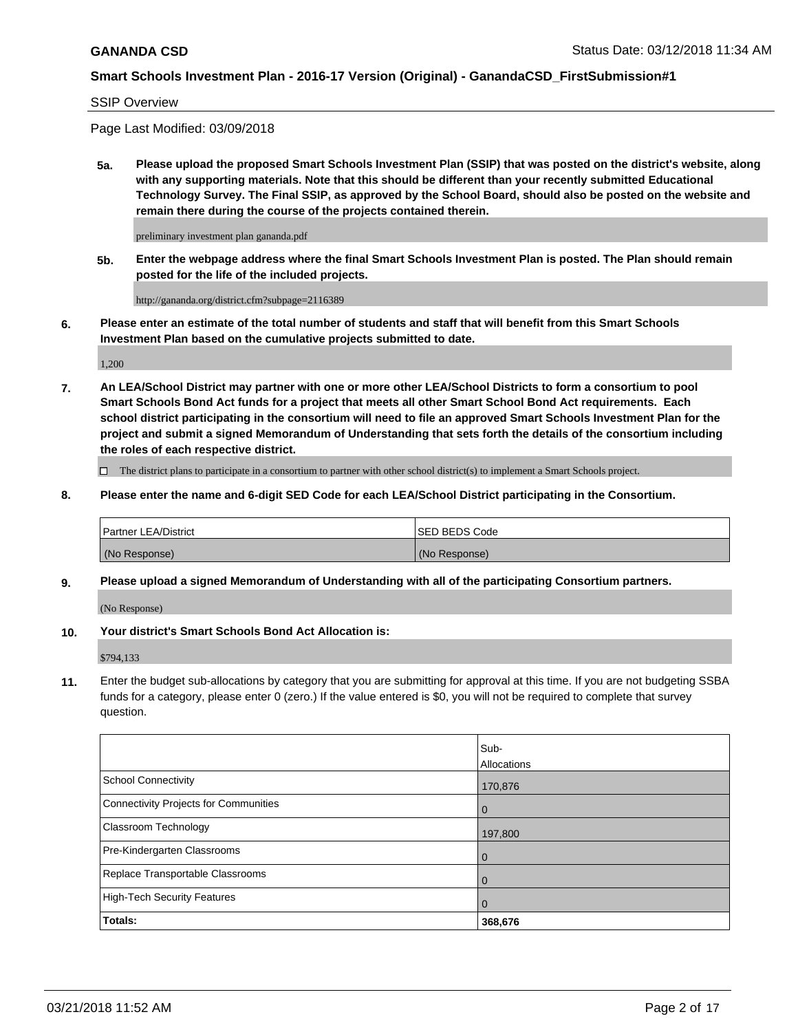**GANANDA CSD** Status Date: 03/12/2018 11:34 AM

**Smart Schools Investment Plan - 2016-17 Version (Original) - GanandaCSD_FirstSubmission#1**

SSIP Overview

Page Last Modified: 03/09/2018

**5a. Please upload the proposed Smart Schools Investment Plan (SSIP) that was posted on the district's website, along with any supporting materials. Note that this should be different than your recently submitted Educational Technology Survey. The Final SSIP, as approved by the School Board, should also be posted on the website and remain there during the course of the projects contained therein.**

preliminary investment plan gananda.pdf

**5b. Enter the webpage address where the final Smart Schools Investment Plan is posted. The Plan should remain posted for the life of the included projects.**

http://gananda.org/district.cfm?subpage=2116389

**6. Please enter an estimate of the total number of students and staff that will benefit from this Smart Schools Investment Plan based on the cumulative projects submitted to date.**

1,200

**7. An LEA/School District may partner with one or more other LEA/School Districts to form a consortium to pool Smart Schools Bond Act funds for a project that meets all other Smart School Bond Act requirements. Each school district participating in the consortium will need to file an approved Smart Schools Investment Plan for the project and submit a signed Memorandum of Understanding that sets forth the details of the consortium including the roles of each respective district.**

☐ The district plans to participate in a consortium to partner with other school district(s) to implement a Smart Schools project.

**8. Please enter the name and 6-digit SED Code for each LEA/School District participating in the Consortium.**

| Partner LEA/District | SED BEDS Code |
|---|---|
| (No Response) | (No Response) |

**9. Please upload a signed Memorandum of Understanding with all of the participating Consortium partners.**

(No Response)

**10. Your district's Smart Schools Bond Act Allocation is:**

$794,133

**11.** Enter the budget sub-allocations by category that you are submitting for approval at this time. If you are not budgeting SSBA funds for a category, please enter 0 (zero.) If the value entered is $0, you will not be required to complete that survey question.

| | Sub-Allocations |
|---|---|
| School Connectivity | 170,876 |
| Connectivity Projects for Communities | 0 |
| Classroom Technology | 197,800 |
| Pre-Kindergarten Classrooms | 0 |
| Replace Transportable Classrooms | 0 |
| High-Tech Security Features | 0 |
| **Totals:** | **368,676** |

03/21/2018 11:52 AM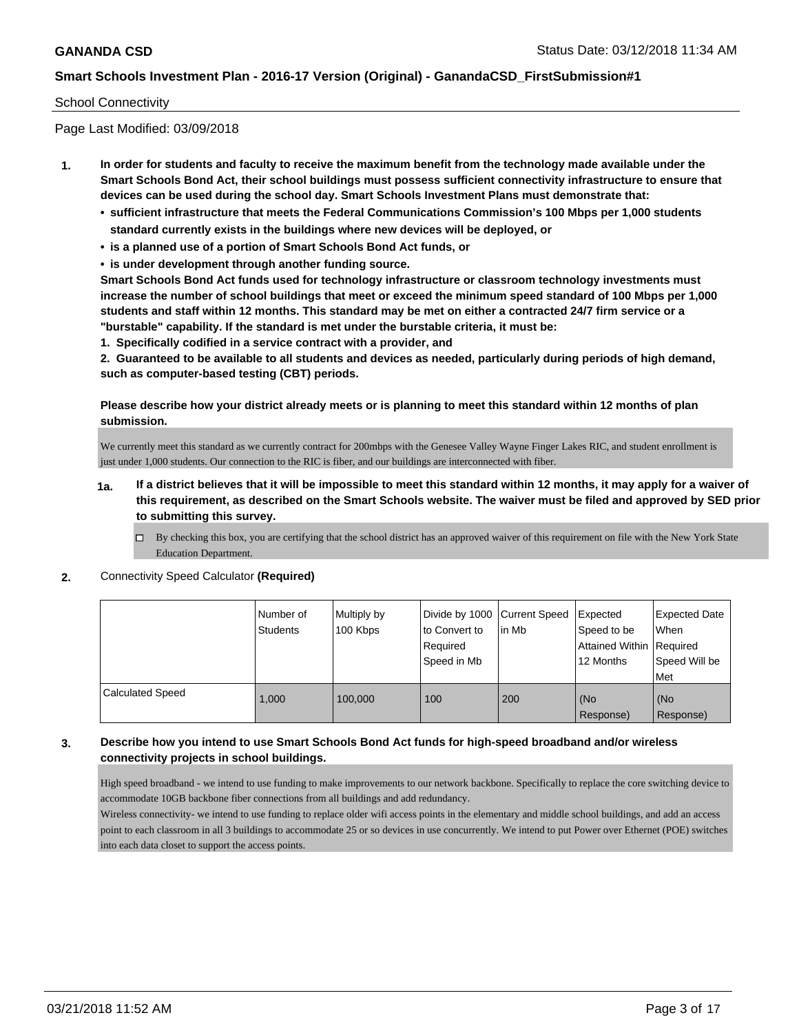School Connectivity

Page Last Modified: 03/09/2018

1. **In order for students and faculty to receive the maximum benefit from the technology made available under the Smart Schools Bond Act, their school buildings must possess sufficient connectivity infrastructure to ensure that devices can be used during the school day. Smart Schools Investment Plans must demonstrate that:**
   - **sufficient infrastructure that meets the Federal Communications Commission's 100 Mbps per 1,000 students standard currently exists in the buildings where new devices will be deployed, or**
   - **is a planned use of a portion of Smart Schools Bond Act funds, or**
   - **is under development through another funding source.**

   **Smart Schools Bond Act funds used for technology infrastructure or classroom technology investments must increase the number of school buildings that meet or exceed the minimum speed standard of 100 Mbps per 1,000 students and staff within 12 months. This standard may be met on either a contracted 24/7 firm service or a "burstable" capability. If the standard is met under the burstable criteria, it must be:**

   **1. Specifically codified in a service contract with a provider, and**

   **2. Guaranteed to be available to all students and devices as needed, particularly during periods of high demand, such as computer-based testing (CBT) periods.**

   **Please describe how your district already meets or is planning to meet this standard within 12 months of plan submission.**

   We currently meet this standard as we currently contract for 200mbps with the Genesee Valley Wayne Finger Lakes RIC, and student enrollment is just under 1,000 students. Our connection to the RIC is fiber, and our buildings are interconnected with fiber.

1a. **If a district believes that it will be impossible to meet this standard within 12 months, it may apply for a waiver of this requirement, as described on the Smart Schools website. The waiver must be filed and approved by SED prior to submitting this survey.**

   - ☐ By checking this box, you are certifying that the school district has an approved waiver of this requirement on file with the New York State Education Department.

2. Connectivity Speed Calculator **(Required)**

| | Number of Students | Multiply by 100 Kbps | Divide by 1000 to Convert to Required Speed in Mb | Current Speed in Mb | Expected Speed to be Attained Within 12 Months | Expected Date When Required Speed Will be Met |
|---|---|---|---|---|---|---|
| Calculated Speed | 1,000 | 100,000 | 100 | 200 | (No Response) | (No Response) |

3. **Describe how you intend to use Smart Schools Bond Act funds for high-speed broadband and/or wireless connectivity projects in school buildings.**

   High speed broadband - we intend to use funding to make improvements to our network backbone. Specifically to replace the core switching device to accommodate 10GB backbone fiber connections from all buildings and add redundancy.
   Wireless connectivity- we intend to use funding to replace older wifi access points in the elementary and middle school buildings, and add an access point to each classroom in all 3 buildings to accommodate 25 or so devices in use concurrently. We intend to put Power over Ethernet (POE) switches into each data closet to support the access points.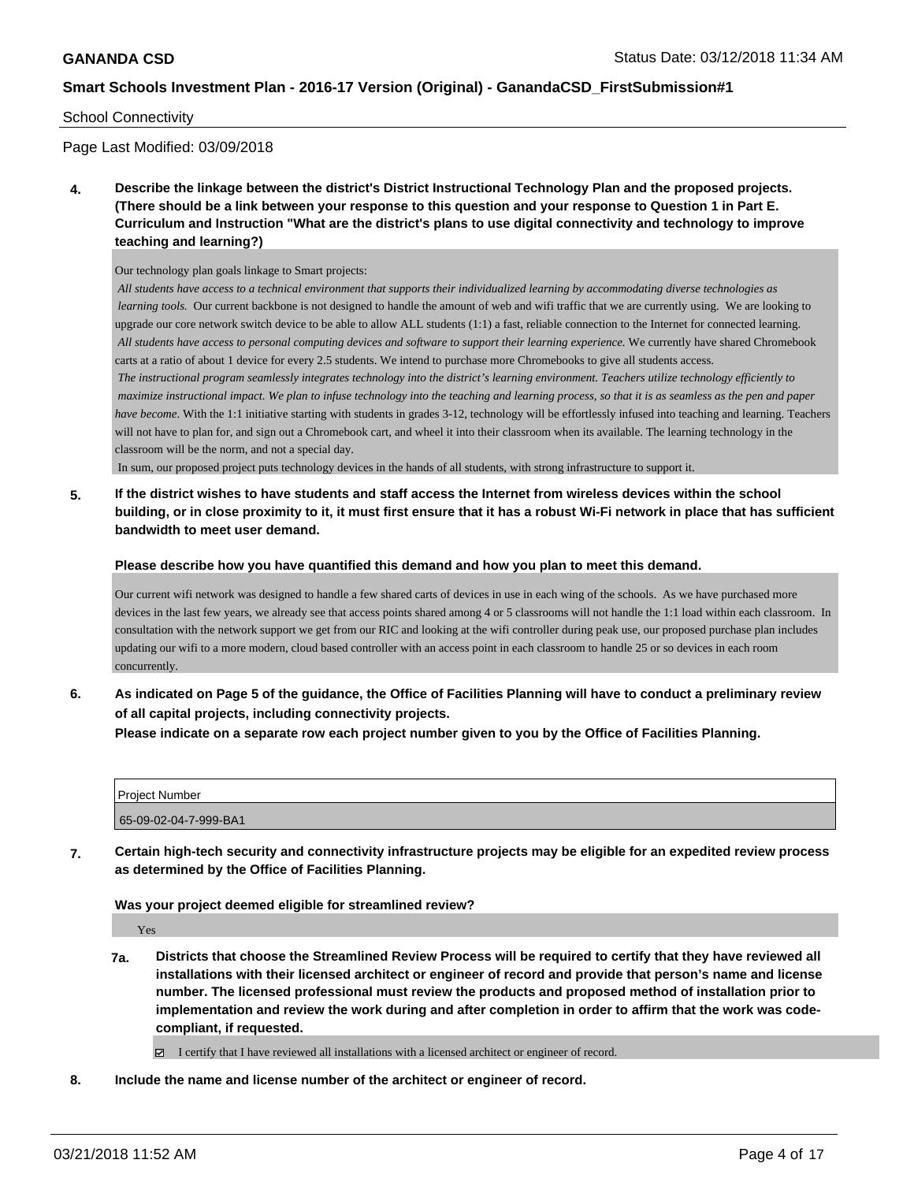School Connectivity

Page Last Modified: 03/09/2018

**4. Describe the linkage between the district's District Instructional Technology Plan and the proposed projects. (There should be a link between your response to this question and your response to Question 1 in Part E. Curriculum and Instruction "What are the district's plans to use digital connectivity and technology to improve teaching and learning?)**

Our technology plan goals linkage to Smart projects:

*All students have access to a technical environment that supports their individualized learning by accommodating diverse technologies as learning tools.* Our current backbone is not designed to handle the amount of web and wifi traffic that we are currently using. We are looking to upgrade our core network switch device to be able to allow ALL students (1:1) a fast, reliable connection to the Internet for connected learning.

*All students have access to personal computing devices and software to support their learning experience.* We currently have shared Chromebook carts at a ratio of about 1 device for every 2.5 students. We intend to purchase more Chromebooks to give all students access.

*The instructional program seamlessly integrates technology into the district's learning environment. Teachers utilize technology efficiently to maximize instructional impact. We plan to infuse technology into the teaching and learning process, so that it is as seamless as the pen and paper have become.* With the 1:1 initiative starting with students in grades 3-12, technology will be effortlessly infused into teaching and learning. Teachers will not have to plan for, and sign out a Chromebook cart, and wheel it into their classroom when its available. The learning technology in the classroom will be the norm, and not a special day.

In sum, our proposed project puts technology devices in the hands of all students, with strong infrastructure to support it.

**5. If the district wishes to have students and staff access the Internet from wireless devices within the school building, or in close proximity to it, it must first ensure that it has a robust Wi-Fi network in place that has sufficient bandwidth to meet user demand.**

**Please describe how you have quantified this demand and how you plan to meet this demand.**

Our current wifi network was designed to handle a few shared carts of devices in use in each wing of the schools. As we have purchased more devices in the last few years, we already see that access points shared among 4 or 5 classrooms will not handle the 1:1 load within each classroom. In consultation with the network support we get from our RIC and looking at the wifi controller during peak use, our proposed purchase plan includes updating our wifi to a more modern, cloud based controller with an access point in each classroom to handle 25 or so devices in each room concurrently.

**6. As indicated on Page 5 of the guidance, the Office of Facilities Planning will have to conduct a preliminary review of all capital projects, including connectivity projects.**
**Please indicate on a separate row each project number given to you by the Office of Facilities Planning.**

| Project Number |
|---|
| 65-09-02-04-7-999-BA1 |

**7. Certain high-tech security and connectivity infrastructure projects may be eligible for an expedited review process as determined by the Office of Facilities Planning.**

**Was your project deemed eligible for streamlined review?**

Yes

**7a. Districts that choose the Streamlined Review Process will be required to certify that they have reviewed all installations with their licensed architect or engineer of record and provide that person's name and license number. The licensed professional must review the products and proposed method of installation prior to implementation and review the work during and after completion in order to affirm that the work was code-compliant, if requested.**

☑ I certify that I have reviewed all installations with a licensed architect or engineer of record.

**8. Include the name and license number of the architect or engineer of record.**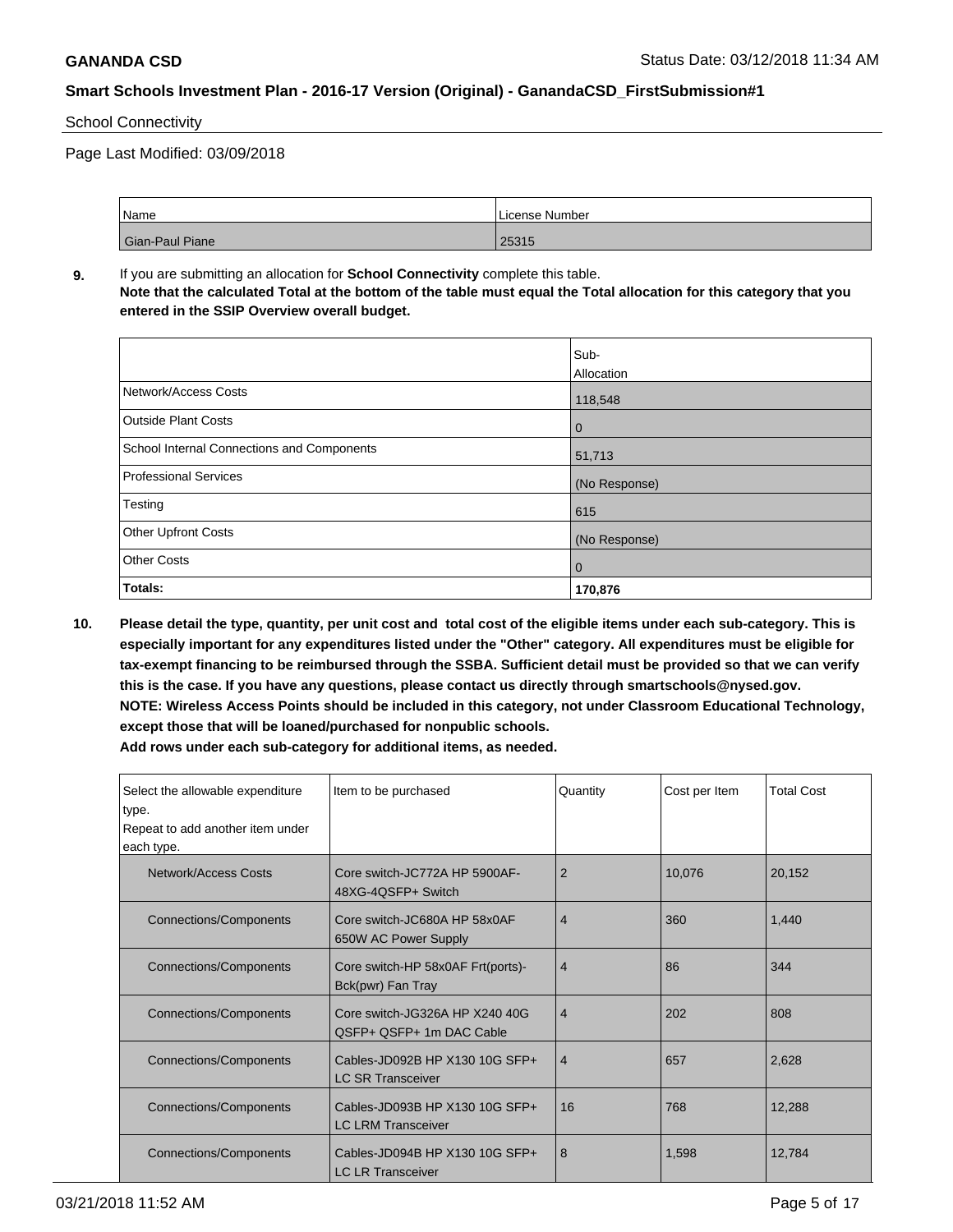School Connectivity

Page Last Modified: 03/09/2018

| Name | License Number |
|---|---|
| Gian-Paul Piane | 25315 |

**9.** If you are submitting an allocation for **School Connectivity** complete this table.
**Note that the calculated Total at the bottom of the table must equal the Total allocation for this category that you entered in the SSIP Overview overall budget.**

| | Sub-Allocation |
|---|---|
| Network/Access Costs | 118,548 |
| Outside Plant Costs | 0 |
| School Internal Connections and Components | 51,713 |
| Professional Services | (No Response) |
| Testing | 615 |
| Other Upfront Costs | (No Response) |
| Other Costs | 0 |
| **Totals:** | **170,876** |

**10. Please detail the type, quantity, per unit cost and total cost of the eligible items under each sub-category. This is especially important for any expenditures listed under the "Other" category. All expenditures must be eligible for tax-exempt financing to be reimbursed through the SSBA. Sufficient detail must be provided so that we can verify this is the case. If you have any questions, please contact us directly through smartschools@nysed.gov.**
**NOTE: Wireless Access Points should be included in this category, not under Classroom Educational Technology, except those that will be loaned/purchased for nonpublic schools.**
**Add rows under each sub-category for additional items, as needed.**

| Select the allowable expenditure type. Repeat to add another item under each type. | Item to be purchased | Quantity | Cost per Item | Total Cost |
|---|---|---|---|---|
| Network/Access Costs | Core switch-JC772A HP 5900AF-48XG-4QSFP+ Switch | 2 | 10,076 | 20,152 |
| Connections/Components | Core switch-JC680A HP 58x0AF 650W AC Power Supply | 4 | 360 | 1,440 |
| Connections/Components | Core switch-HP 58x0AF Frt(ports)-Bck(pwr) Fan Tray | 4 | 86 | 344 |
| Connections/Components | Core switch-JG326A HP X240 40G QSFP+ QSFP+ 1m DAC Cable | 4 | 202 | 808 |
| Connections/Components | Cables-JD092B HP X130 10G SFP+ LC SR Transceiver | 4 | 657 | 2,628 |
| Connections/Components | Cables-JD093B HP X130 10G SFP+ LC LRM Transceiver | 16 | 768 | 12,288 |
| Connections/Components | Cables-JD094B HP X130 10G SFP+ LC LR Transceiver | 8 | 1,598 | 12,784 |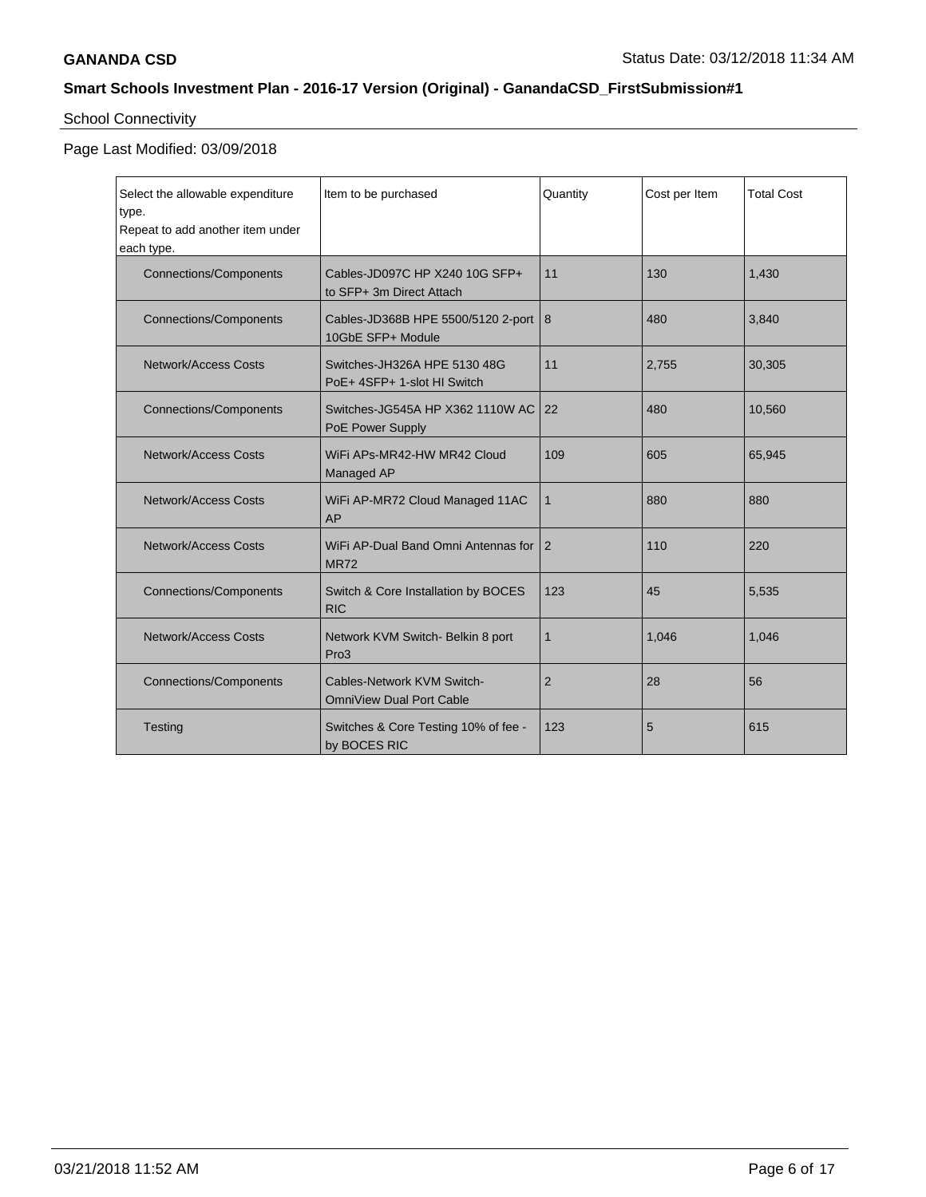**GANANDA CSD** Status Date: 03/12/2018 11:34 AM

## Smart Schools Investment Plan - 2016-17 Version (Original) - GanandaCSD_FirstSubmission#1

School Connectivity

Page Last Modified: 03/09/2018

| Select the allowable expenditure type. Repeat to add another item under each type. | Item to be purchased | Quantity | Cost per Item | Total Cost |
|---|---|---|---|---|
| Connections/Components | Cables-JD097C HP X240 10G SFP+ to SFP+ 3m Direct Attach | 11 | 130 | 1,430 |
| Connections/Components | Cables-JD368B HPE 5500/5120 2-port 10GbE SFP+ Module | 8 | 480 | 3,840 |
| Network/Access Costs | Switches-JH326A HPE 5130 48G PoE+ 4SFP+ 1-slot HI Switch | 11 | 2,755 | 30,305 |
| Connections/Components | Switches-JG545A HP X362 1110W AC PoE Power Supply | 22 | 480 | 10,560 |
| Network/Access Costs | WiFi APs-MR42-HW MR42 Cloud Managed AP | 109 | 605 | 65,945 |
| Network/Access Costs | WiFi AP-MR72 Cloud Managed 11AC AP | 1 | 880 | 880 |
| Network/Access Costs | WiFi AP-Dual Band Omni Antennas for MR72 | 2 | 110 | 220 |
| Connections/Components | Switch & Core Installation by BOCES RIC | 123 | 45 | 5,535 |
| Network/Access Costs | Network KVM Switch- Belkin 8 port Pro3 | 1 | 1,046 | 1,046 |
| Connections/Components | Cables-Network KVM Switch-OmniView Dual Port Cable | 2 | 28 | 56 |
| Testing | Switches & Core Testing 10% of fee - by BOCES RIC | 123 | 5 | 615 |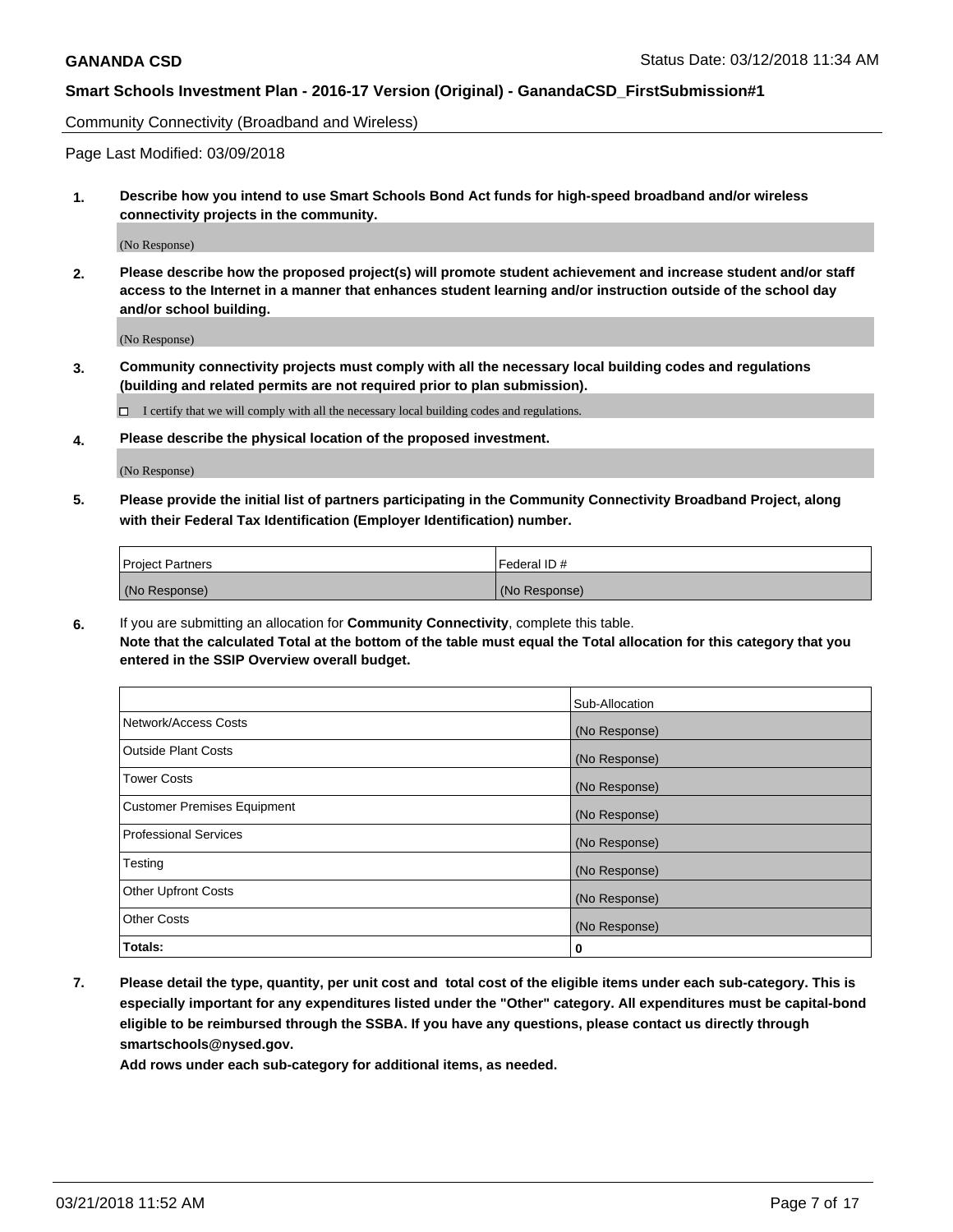Community Connectivity (Broadband and Wireless)

Page Last Modified: 03/09/2018

**1. Describe how you intend to use Smart Schools Bond Act funds for high-speed broadband and/or wireless connectivity projects in the community.**

(No Response)

**2. Please describe how the proposed project(s) will promote student achievement and increase student and/or staff access to the Internet in a manner that enhances student learning and/or instruction outside of the school day and/or school building.**

(No Response)

**3. Community connectivity projects must comply with all the necessary local building codes and regulations (building and related permits are not required prior to plan submission).**

☐ I certify that we will comply with all the necessary local building codes and regulations.

**4. Please describe the physical location of the proposed investment.**

(No Response)

**5. Please provide the initial list of partners participating in the Community Connectivity Broadband Project, along with their Federal Tax Identification (Employer Identification) number.**

| Project Partners | Federal ID # |
| --- | --- |
| (No Response) | (No Response) |

**6.** If you are submitting an allocation for **Community Connectivity**, complete this table.
**Note that the calculated Total at the bottom of the table must equal the Total allocation for this category that you entered in the SSIP Overview overall budget.**

| | Sub-Allocation |
| --- | --- |
| Network/Access Costs | (No Response) |
| Outside Plant Costs | (No Response) |
| Tower Costs | (No Response) |
| Customer Premises Equipment | (No Response) |
| Professional Services | (No Response) |
| Testing | (No Response) |
| Other Upfront Costs | (No Response) |
| Other Costs | (No Response) |
| **Totals:** | **0** |

**7. Please detail the type, quantity, per unit cost and total cost of the eligible items under each sub-category. This is especially important for any expenditures listed under the "Other" category. All expenditures must be capital-bond eligible to be reimbursed through the SSBA. If you have any questions, please contact us directly through smartschools@nysed.gov.**

**Add rows under each sub-category for additional items, as needed.**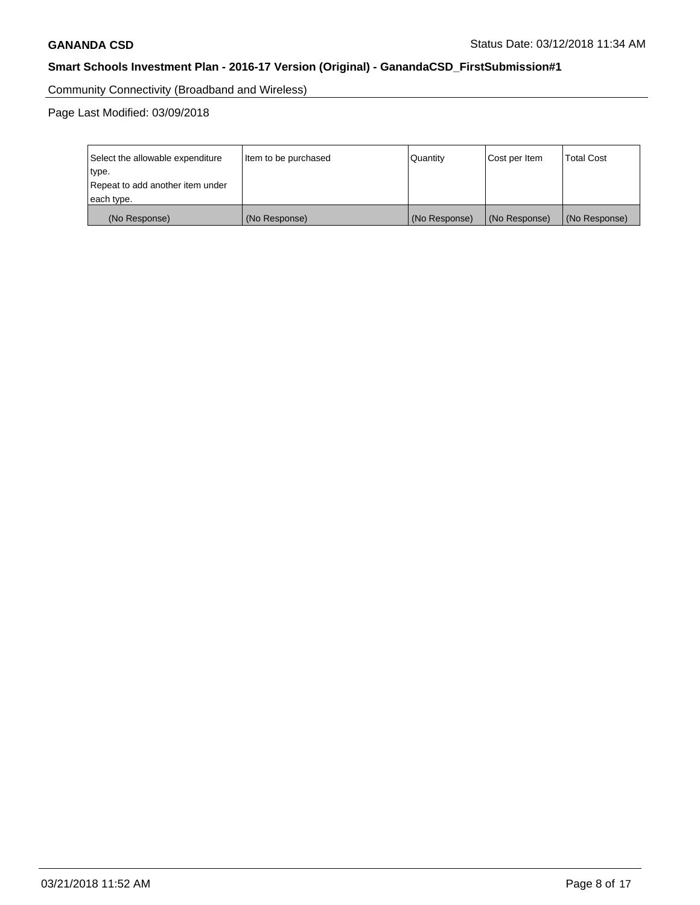Community Connectivity (Broadband and Wireless)

Page Last Modified: 03/09/2018

| Select the allowable expenditure type. Repeat to add another item under each type. | Item to be purchased | Quantity | Cost per Item | Total Cost |
|---|---|---|---|---|
| (No Response) | (No Response) | (No Response) | (No Response) | (No Response) |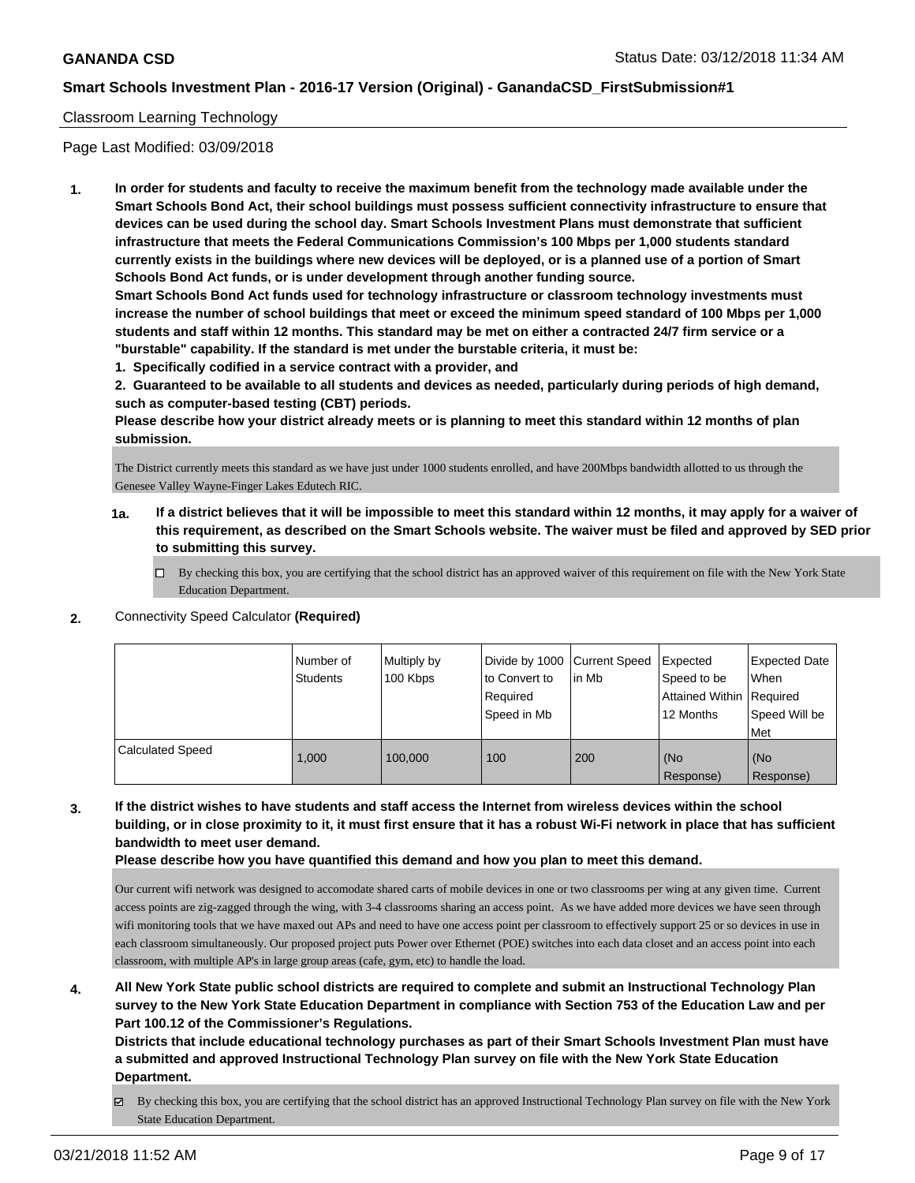Classroom Learning Technology

Page Last Modified: 03/09/2018

**1. In order for students and faculty to receive the maximum benefit from the technology made available under the Smart Schools Bond Act, their school buildings must possess sufficient connectivity infrastructure to ensure that devices can be used during the school day. Smart Schools Investment Plans must demonstrate that sufficient infrastructure that meets the Federal Communications Commission's 100 Mbps per 1,000 students standard currently exists in the buildings where new devices will be deployed, or is a planned use of a portion of Smart Schools Bond Act funds, or is under development through another funding source.**

**Smart Schools Bond Act funds used for technology infrastructure or classroom technology investments must increase the number of school buildings that meet or exceed the minimum speed standard of 100 Mbps per 1,000 students and staff within 12 months. This standard may be met on either a contracted 24/7 firm service or a "burstable" capability. If the standard is met under the burstable criteria, it must be:**

**1. Specifically codified in a service contract with a provider, and**

**2. Guaranteed to be available to all students and devices as needed, particularly during periods of high demand, such as computer-based testing (CBT) periods.**

**Please describe how your district already meets or is planning to meet this standard within 12 months of plan submission.**

The District currently meets this standard as we have just under 1000 students enrolled, and have 200Mbps bandwidth allotted to us through the Genesee Valley Wayne-Finger Lakes Edutech RIC.

**1a. If a district believes that it will be impossible to meet this standard within 12 months, it may apply for a waiver of this requirement, as described on the Smart Schools website. The waiver must be filed and approved by SED prior to submitting this survey.**

☐ By checking this box, you are certifying that the school district has an approved waiver of this requirement on file with the New York State Education Department.

**2.** Connectivity Speed Calculator **(Required)**

| | Number of Students | Multiply by 100 Kbps | Divide by 1000 to Convert to Required Speed in Mb | Current Speed in Mb | Expected Speed to be Attained Within 12 Months | Expected Date When Required Speed Will be Met |
|---|---|---|---|---|---|---|
| Calculated Speed | 1,000 | 100,000 | 100 | 200 | (No Response) | (No Response) |

**3. If the district wishes to have students and staff access the Internet from wireless devices within the school building, or in close proximity to it, it must first ensure that it has a robust Wi-Fi network in place that has sufficient bandwidth to meet user demand.**

**Please describe how you have quantified this demand and how you plan to meet this demand.**

Our current wifi network was designed to accomodate shared carts of mobile devices in one or two classrooms per wing at any given time. Current access points are zig-zagged through the wing, with 3-4 classrooms sharing an access point. As we have added more devices we have seen through wifi monitoring tools that we have maxed out APs and need to have one access point per classroom to effectively support 25 or so devices in use in each classroom simultaneously. Our proposed project puts Power over Ethernet (POE) switches into each data closet and an access point into each classroom, with multiple AP's in large group areas (cafe, gym, etc) to handle the load.

**4. All New York State public school districts are required to complete and submit an Instructional Technology Plan survey to the New York State Education Department in compliance with Section 753 of the Education Law and per Part 100.12 of the Commissioner's Regulations.**

**Districts that include educational technology purchases as part of their Smart Schools Investment Plan must have a submitted and approved Instructional Technology Plan survey on file with the New York State Education Department.**

☑ By checking this box, you are certifying that the school district has an approved Instructional Technology Plan survey on file with the New York State Education Department.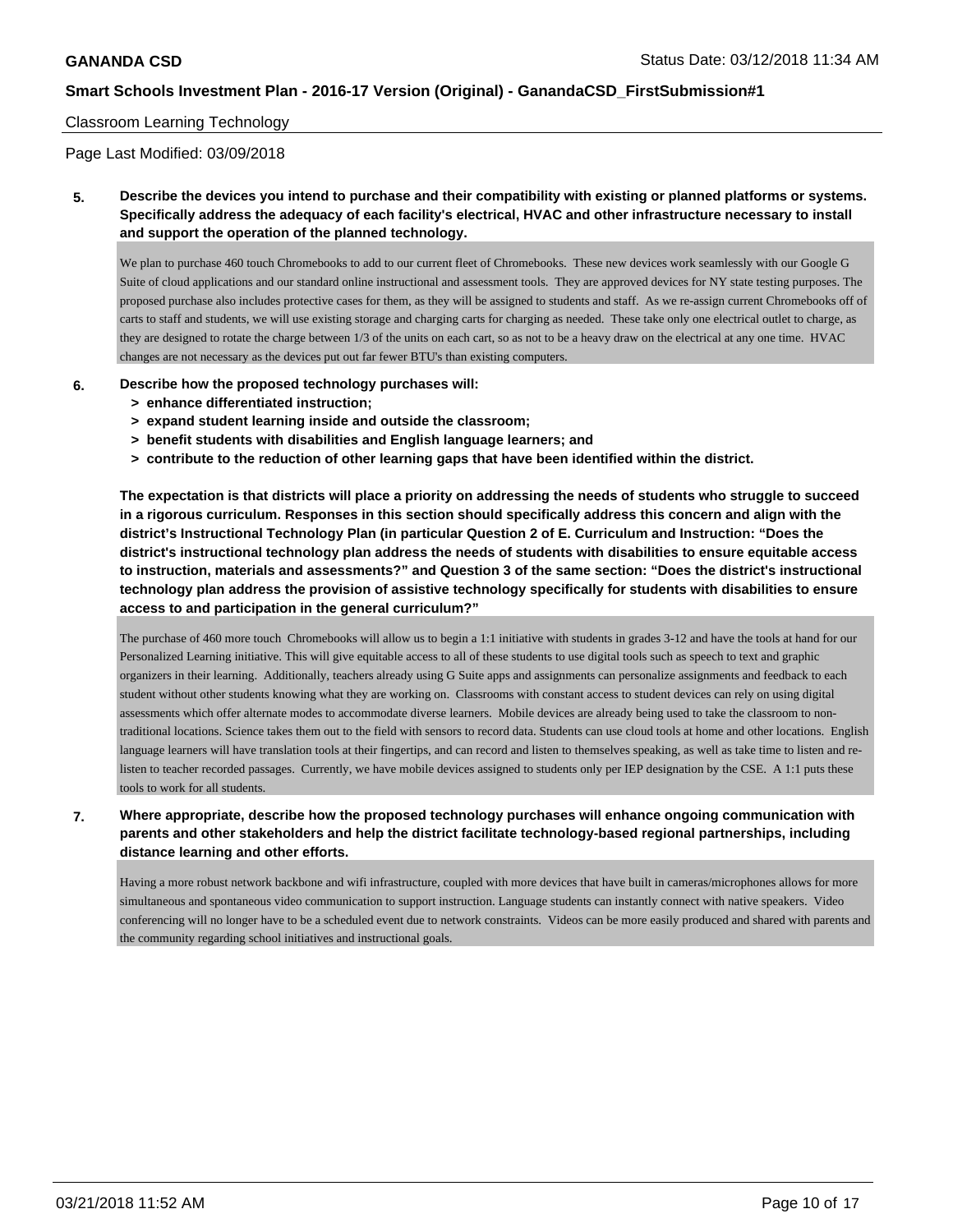Classroom Learning Technology

Page Last Modified: 03/09/2018

**5. Describe the devices you intend to purchase and their compatibility with existing or planned platforms or systems. Specifically address the adequacy of each facility's electrical, HVAC and other infrastructure necessary to install and support the operation of the planned technology.**

We plan to purchase 460 touch Chromebooks to add to our current fleet of Chromebooks. These new devices work seamlessly with our Google G Suite of cloud applications and our standard online instructional and assessment tools. They are approved devices for NY state testing purposes. The proposed purchase also includes protective cases for them, as they will be assigned to students and staff. As we re-assign current Chromebooks off of carts to staff and students, we will use existing storage and charging carts for charging as needed. These take only one electrical outlet to charge, as they are designed to rotate the charge between 1/3 of the units on each cart, so as not to be a heavy draw on the electrical at any one time. HVAC changes are not necessary as the devices put out far fewer BTU's than existing computers.

**6. Describe how the proposed technology purchases will:**
- **> enhance differentiated instruction;**
- **> expand student learning inside and outside the classroom;**
- **> benefit students with disabilities and English language learners; and**
- **> contribute to the reduction of other learning gaps that have been identified within the district.**

**The expectation is that districts will place a priority on addressing the needs of students who struggle to succeed in a rigorous curriculum. Responses in this section should specifically address this concern and align with the district's Instructional Technology Plan (in particular Question 2 of E. Curriculum and Instruction: "Does the district's instructional technology plan address the needs of students with disabilities to ensure equitable access to instruction, materials and assessments?" and Question 3 of the same section: "Does the district's instructional technology plan address the provision of assistive technology specifically for students with disabilities to ensure access to and participation in the general curriculum?"**

The purchase of 460 more touch Chromebooks will allow us to begin a 1:1 initiative with students in grades 3-12 and have the tools at hand for our Personalized Learning initiative. This will give equitable access to all of these students to use digital tools such as speech to text and graphic organizers in their learning. Additionally, teachers already using G Suite apps and assignments can personalize assignments and feedback to each student without other students knowing what they are working on. Classrooms with constant access to student devices can rely on using digital assessments which offer alternate modes to accommodate diverse learners. Mobile devices are already being used to take the classroom to non-traditional locations. Science takes them out to the field with sensors to record data. Students can use cloud tools at home and other locations. English language learners will have translation tools at their fingertips, and can record and listen to themselves speaking, as well as take time to listen and re-listen to teacher recorded passages. Currently, we have mobile devices assigned to students only per IEP designation by the CSE. A 1:1 puts these tools to work for all students.

**7. Where appropriate, describe how the proposed technology purchases will enhance ongoing communication with parents and other stakeholders and help the district facilitate technology-based regional partnerships, including distance learning and other efforts.**

Having a more robust network backbone and wifi infrastructure, coupled with more devices that have built in cameras/microphones allows for more simultaneous and spontaneous video communication to support instruction. Language students can instantly connect with native speakers. Video conferencing will no longer have to be a scheduled event due to network constraints. Videos can be more easily produced and shared with parents and the community regarding school initiatives and instructional goals.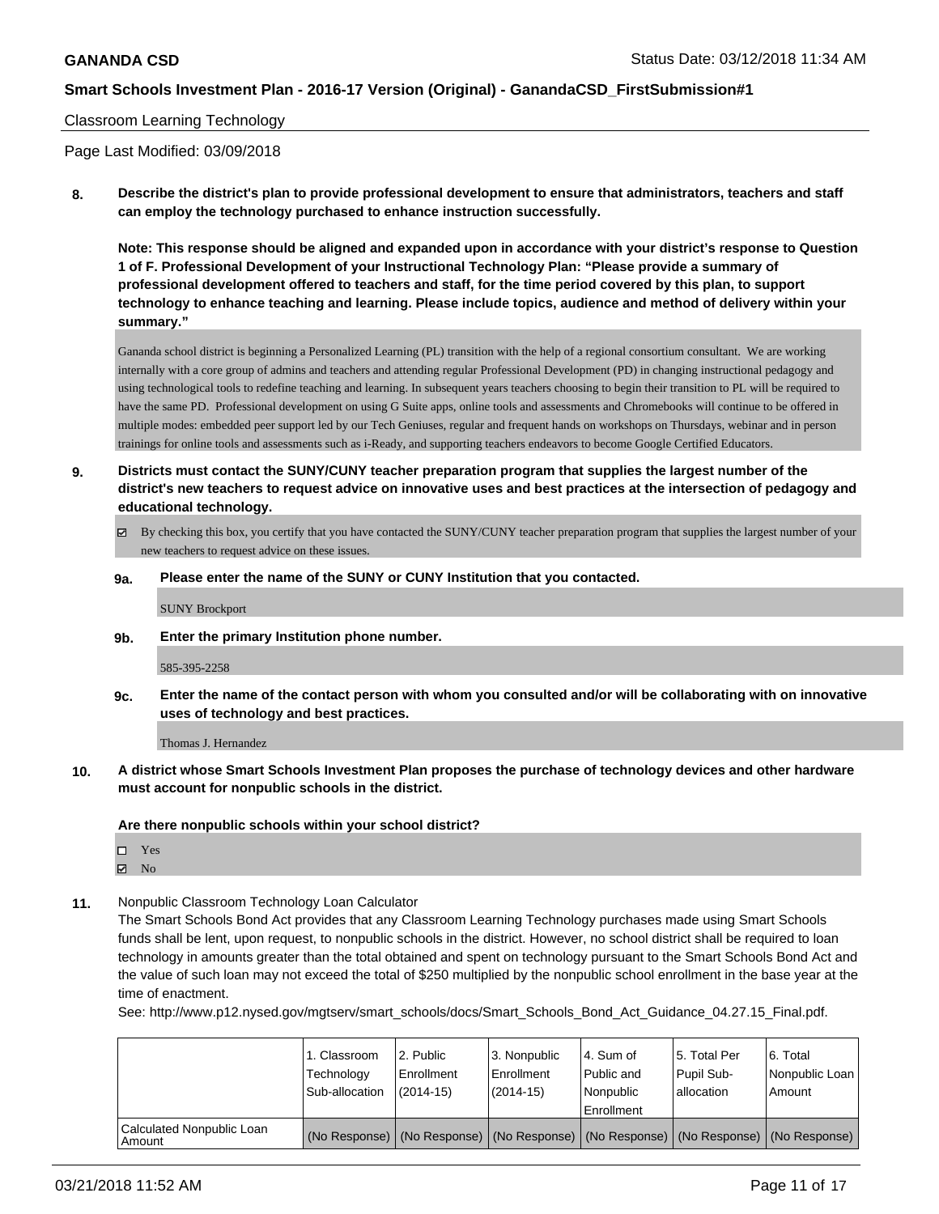Classroom Learning Technology

Page Last Modified: 03/09/2018

**8. Describe the district's plan to provide professional development to ensure that administrators, teachers and staff can employ the technology purchased to enhance instruction successfully.**

**Note: This response should be aligned and expanded upon in accordance with your district's response to Question 1 of F. Professional Development of your Instructional Technology Plan: "Please provide a summary of professional development offered to teachers and staff, for the time period covered by this plan, to support technology to enhance teaching and learning. Please include topics, audience and method of delivery within your summary."**

Gananda school district is beginning a Personalized Learning (PL) transition with the help of a regional consortium consultant. We are working internally with a core group of admins and teachers and attending regular Professional Development (PD) in changing instructional pedagogy and using technological tools to redefine teaching and learning. In subsequent years teachers choosing to begin their transition to PL will be required to have the same PD. Professional development on using G Suite apps, online tools and assessments and Chromebooks will continue to be offered in multiple modes: embedded peer support led by our Tech Geniuses, regular and frequent hands on workshops on Thursdays, webinar and in person trainings for online tools and assessments such as i-Ready, and supporting teachers endeavors to become Google Certified Educators.

**9. Districts must contact the SUNY/CUNY teacher preparation program that supplies the largest number of the district's new teachers to request advice on innovative uses and best practices at the intersection of pedagogy and educational technology.**

☑ By checking this box, you certify that you have contacted the SUNY/CUNY teacher preparation program that supplies the largest number of your new teachers to request advice on these issues.

**9a. Please enter the name of the SUNY or CUNY Institution that you contacted.**

SUNY Brockport

**9b. Enter the primary Institution phone number.**

585-395-2258

**9c. Enter the name of the contact person with whom you consulted and/or will be collaborating with on innovative uses of technology and best practices.**

Thomas J. Hernandez

**10. A district whose Smart Schools Investment Plan proposes the purchase of technology devices and other hardware must account for nonpublic schools in the district.**

**Are there nonpublic schools within your school district?**

☐ Yes
☑ No

**11.** Nonpublic Classroom Technology Loan Calculator

The Smart Schools Bond Act provides that any Classroom Learning Technology purchases made using Smart Schools funds shall be lent, upon request, to nonpublic schools in the district. However, no school district shall be required to loan technology in amounts greater than the total obtained and spent on technology pursuant to the Smart Schools Bond Act and the value of such loan may not exceed the total of $250 multiplied by the nonpublic school enrollment in the base year at the time of enactment.

See: http://www.p12.nysed.gov/mgtserv/smart_schools/docs/Smart_Schools_Bond_Act_Guidance_04.27.15_Final.pdf.

| | 1. Classroom Technology Sub-allocation | 2. Public Enrollment (2014-15) | 3. Nonpublic Enrollment (2014-15) | 4. Sum of Public and Nonpublic Enrollment | 5. Total Per Pupil Sub-allocation | 6. Total Nonpublic Loan Amount |
|---|---|---|---|---|---|---|
| Calculated Nonpublic Loan Amount | (No Response) | (No Response) | (No Response) | (No Response) | (No Response) | (No Response) |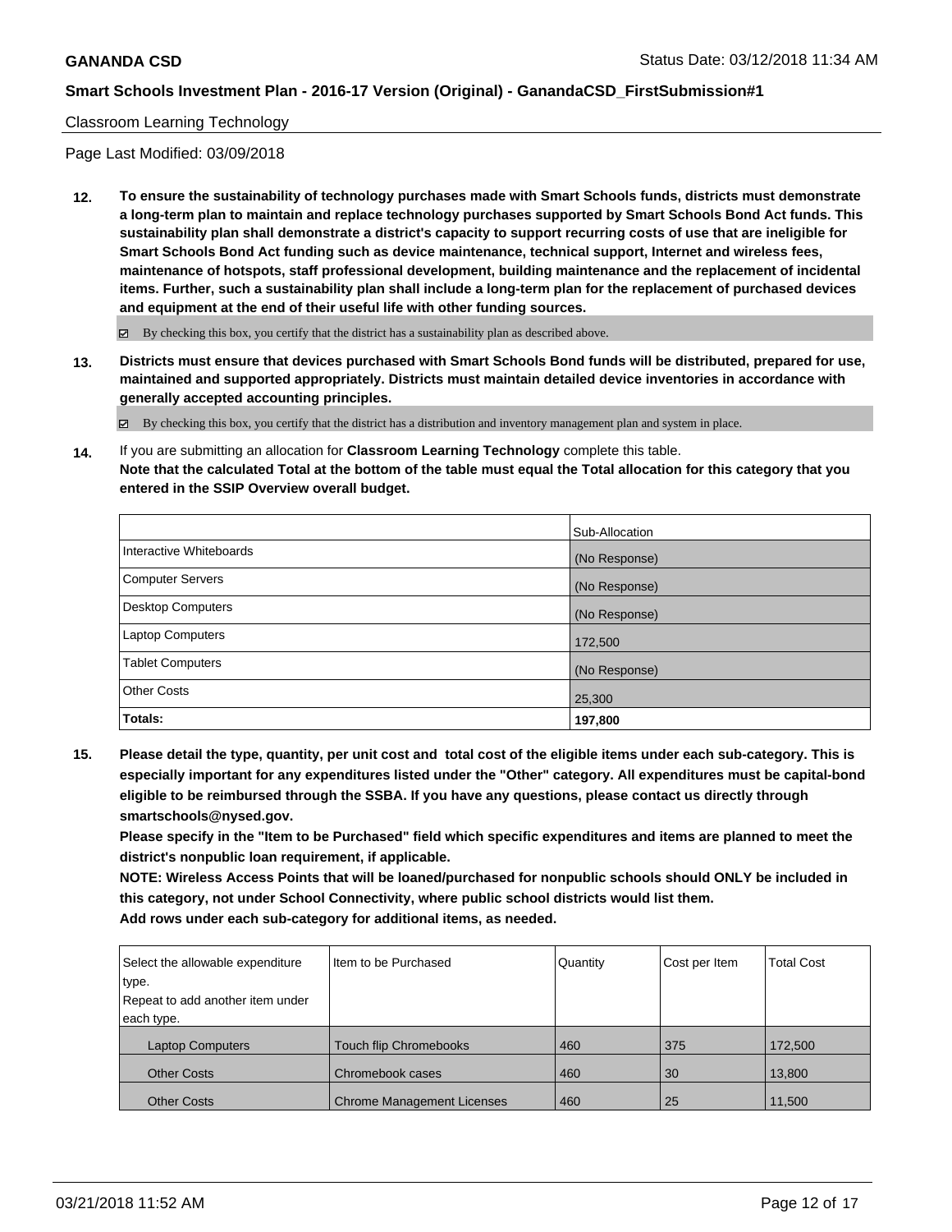Classroom Learning Technology

Page Last Modified: 03/09/2018

**12. To ensure the sustainability of technology purchases made with Smart Schools funds, districts must demonstrate a long-term plan to maintain and replace technology purchases supported by Smart Schools Bond Act funds. This sustainability plan shall demonstrate a district's capacity to support recurring costs of use that are ineligible for Smart Schools Bond Act funding such as device maintenance, technical support, Internet and wireless fees, maintenance of hotspots, staff professional development, building maintenance and the replacement of incidental items. Further, such a sustainability plan shall include a long-term plan for the replacement of purchased devices and equipment at the end of their useful life with other funding sources.**

☑ By checking this box, you certify that the district has a sustainability plan as described above.

**13. Districts must ensure that devices purchased with Smart Schools Bond funds will be distributed, prepared for use, maintained and supported appropriately. Districts must maintain detailed device inventories in accordance with generally accepted accounting principles.**

☑ By checking this box, you certify that the district has a distribution and inventory management plan and system in place.

**14.** If you are submitting an allocation for **Classroom Learning Technology** complete this table.
**Note that the calculated Total at the bottom of the table must equal the Total allocation for this category that you entered in the SSIP Overview overall budget.**

| | Sub-Allocation |
|---|---|
| Interactive Whiteboards | (No Response) |
| Computer Servers | (No Response) |
| Desktop Computers | (No Response) |
| Laptop Computers | 172,500 |
| Tablet Computers | (No Response) |
| Other Costs | 25,300 |
| **Totals:** | **197,800** |

**15. Please detail the type, quantity, per unit cost and total cost of the eligible items under each sub-category. This is especially important for any expenditures listed under the "Other" category. All expenditures must be capital-bond eligible to be reimbursed through the SSBA. If you have any questions, please contact us directly through smartschools@nysed.gov.**
**Please specify in the "Item to be Purchased" field which specific expenditures and items are planned to meet the district's nonpublic loan requirement, if applicable.**
**NOTE: Wireless Access Points that will be loaned/purchased for nonpublic schools should ONLY be included in this category, not under School Connectivity, where public school districts would list them.**
**Add rows under each sub-category for additional items, as needed.**

| Select the allowable expenditure type. Repeat to add another item under each type. | Item to be Purchased | Quantity | Cost per Item | Total Cost |
|---|---|---|---|---|
| Laptop Computers | Touch flip Chromebooks | 460 | 375 | 172,500 |
| Other Costs | Chromebook cases | 460 | 30 | 13,800 |
| Other Costs | Chrome Management Licenses | 460 | 25 | 11,500 |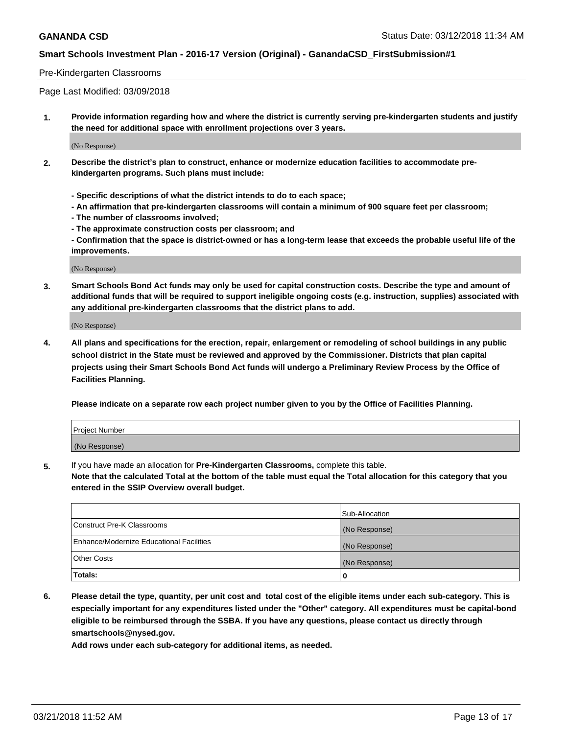Pre-Kindergarten Classrooms

Page Last Modified: 03/09/2018

**1. Provide information regarding how and where the district is currently serving pre-kindergarten students and justify the need for additional space with enrollment projections over 3 years.**

(No Response)

**2. Describe the district's plan to construct, enhance or modernize education facilities to accommodate pre-kindergarten programs. Such plans must include:**

**- Specific descriptions of what the district intends to do to each space;**
**- An affirmation that pre-kindergarten classrooms will contain a minimum of 900 square feet per classroom;**
**- The number of classrooms involved;**
**- The approximate construction costs per classroom; and**
**- Confirmation that the space is district-owned or has a long-term lease that exceeds the probable useful life of the improvements.**

(No Response)

**3. Smart Schools Bond Act funds may only be used for capital construction costs. Describe the type and amount of additional funds that will be required to support ineligible ongoing costs (e.g. instruction, supplies) associated with any additional pre-kindergarten classrooms that the district plans to add.**

(No Response)

**4. All plans and specifications for the erection, repair, enlargement or remodeling of school buildings in any public school district in the State must be reviewed and approved by the Commissioner. Districts that plan capital projects using their Smart Schools Bond Act funds will undergo a Preliminary Review Process by the Office of Facilities Planning.**

**Please indicate on a separate row each project number given to you by the Office of Facilities Planning.**

| Project Number |
|---|
| (No Response) |

**5.** If you have made an allocation for **Pre-Kindergarten Classrooms,** complete this table.
**Note that the calculated Total at the bottom of the table must equal the Total allocation for this category that you entered in the SSIP Overview overall budget.**

| | Sub-Allocation |
|---|---|
| Construct Pre-K Classrooms | (No Response) |
| Enhance/Modernize Educational Facilities | (No Response) |
| Other Costs | (No Response) |
| **Totals:** | **0** |

**6. Please detail the type, quantity, per unit cost and total cost of the eligible items under each sub-category. This is especially important for any expenditures listed under the "Other" category. All expenditures must be capital-bond eligible to be reimbursed through the SSBA. If you have any questions, please contact us directly through smartschools@nysed.gov.**

**Add rows under each sub-category for additional items, as needed.**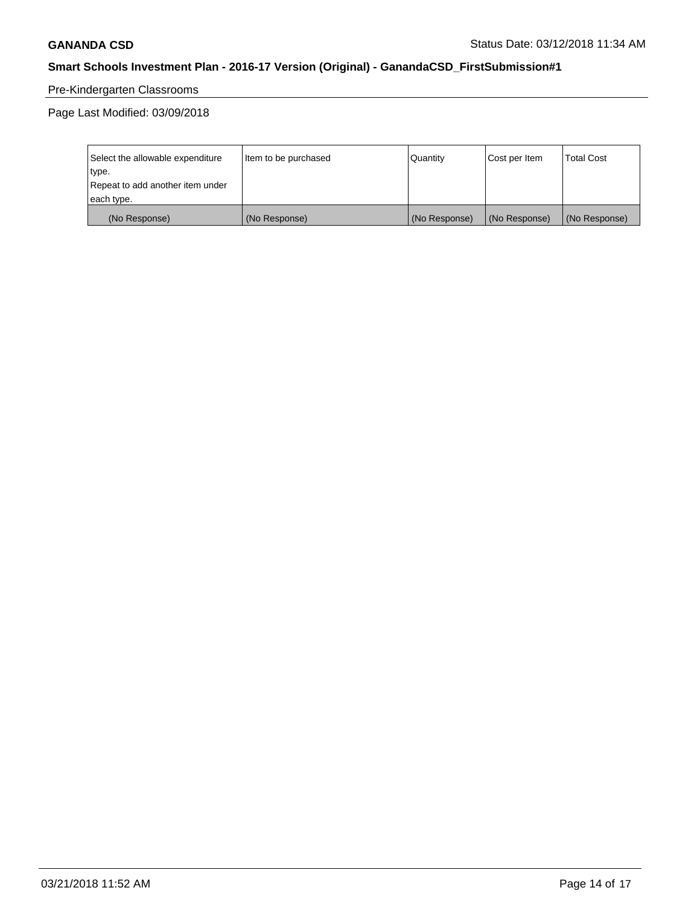Pre-Kindergarten Classrooms

Page Last Modified: 03/09/2018

| Select the allowable expenditure type. Repeat to add another item under each type. | Item to be purchased | Quantity | Cost per Item | Total Cost |
|---|---|---|---|---|
| (No Response) | (No Response) | (No Response) | (No Response) | (No Response) |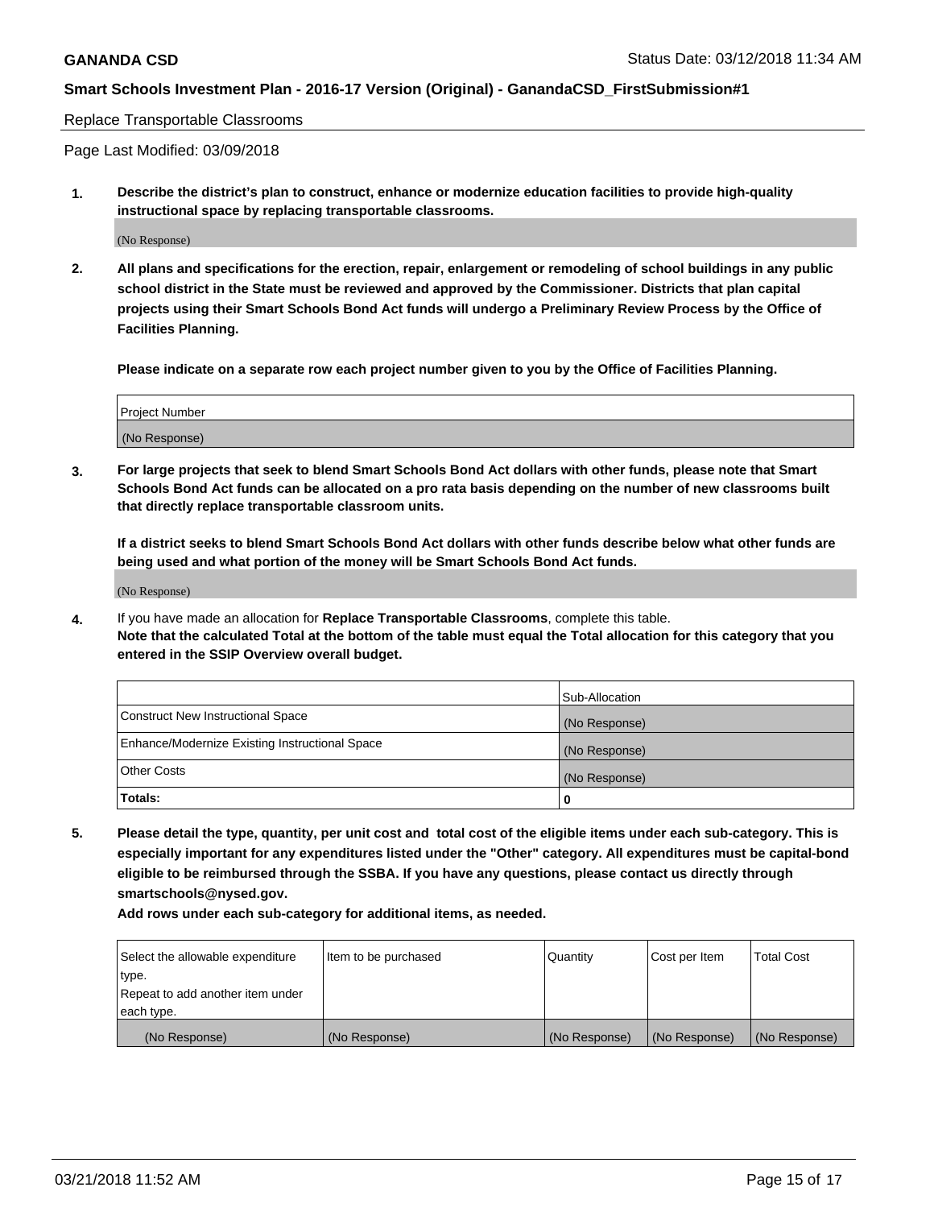Replace Transportable Classrooms

Page Last Modified: 03/09/2018

1. **Describe the district's plan to construct, enhance or modernize education facilities to provide high-quality instructional space by replacing transportable classrooms.**

   (No Response)

2. **All plans and specifications for the erection, repair, enlargement or remodeling of school buildings in any public school district in the State must be reviewed and approved by the Commissioner. Districts that plan capital projects using their Smart Schools Bond Act funds will undergo a Preliminary Review Process by the Office of Facilities Planning.**

   **Please indicate on a separate row each project number given to you by the Office of Facilities Planning.**

| Project Number |
|---|
| (No Response) |

3. **For large projects that seek to blend Smart Schools Bond Act dollars with other funds, please note that Smart Schools Bond Act funds can be allocated on a pro rata basis depending on the number of new classrooms built that directly replace transportable classroom units.**

   **If a district seeks to blend Smart Schools Bond Act dollars with other funds describe below what other funds are being used and what portion of the money will be Smart Schools Bond Act funds.**

   (No Response)

4. If you have made an allocation for **Replace Transportable Classrooms**, complete this table.
   **Note that the calculated Total at the bottom of the table must equal the Total allocation for this category that you entered in the SSIP Overview overall budget.**

| | Sub-Allocation |
|---|---|
| Construct New Instructional Space | (No Response) |
| Enhance/Modernize Existing Instructional Space | (No Response) |
| Other Costs | (No Response) |
| **Totals:** | **0** |

5. **Please detail the type, quantity, per unit cost and total cost of the eligible items under each sub-category. This is especially important for any expenditures listed under the "Other" category. All expenditures must be capital-bond eligible to be reimbursed through the SSBA. If you have any questions, please contact us directly through smartschools@nysed.gov.**

   **Add rows under each sub-category for additional items, as needed.**

| Select the allowable expenditure type. Repeat to add another item under each type. | Item to be purchased | Quantity | Cost per Item | Total Cost |
|---|---|---|---|---|
| (No Response) | (No Response) | (No Response) | (No Response) | (No Response) |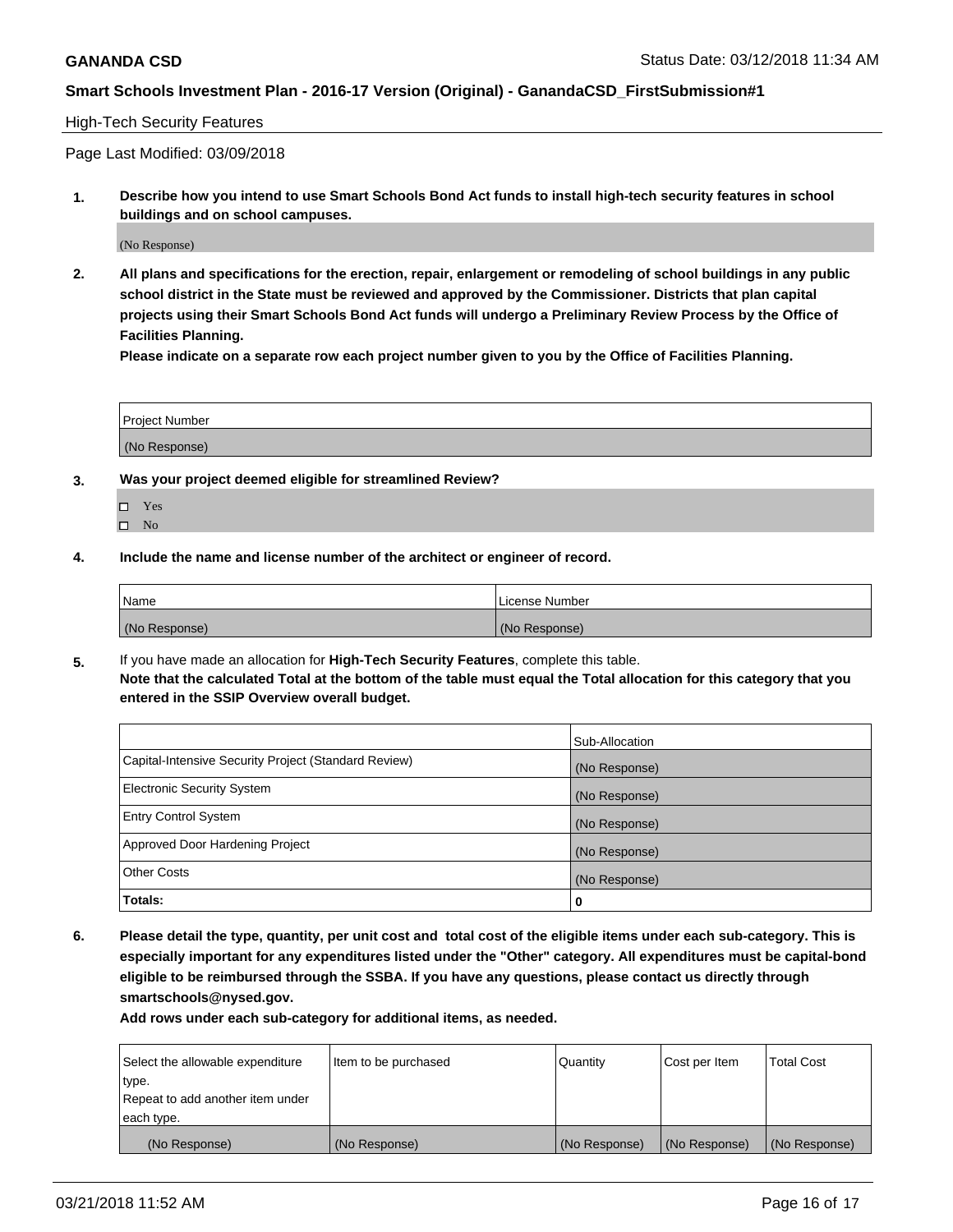High-Tech Security Features

Page Last Modified: 03/09/2018

**1. Describe how you intend to use Smart Schools Bond Act funds to install high-tech security features in school buildings and on school campuses.**

(No Response)

**2. All plans and specifications for the erection, repair, enlargement or remodeling of school buildings in any public school district in the State must be reviewed and approved by the Commissioner. Districts that plan capital projects using their Smart Schools Bond Act funds will undergo a Preliminary Review Process by the Office of Facilities Planning.**

**Please indicate on a separate row each project number given to you by the Office of Facilities Planning.**

| Project Number |
|---|
| (No Response) |

**3. Was your project deemed eligible for streamlined Review?**

- ☐ Yes
- ☐ No

**4. Include the name and license number of the architect or engineer of record.**

| Name | License Number |
|---|---|
| (No Response) | (No Response) |

**5.** If you have made an allocation for **High-Tech Security Features**, complete this table.
**Note that the calculated Total at the bottom of the table must equal the Total allocation for this category that you entered in the SSIP Overview overall budget.**

| | Sub-Allocation |
|---|---|
| Capital-Intensive Security Project (Standard Review) | (No Response) |
| Electronic Security System | (No Response) |
| Entry Control System | (No Response) |
| Approved Door Hardening Project | (No Response) |
| Other Costs | (No Response) |
| **Totals:** | **0** |

**6. Please detail the type, quantity, per unit cost and total cost of the eligible items under each sub-category. This is especially important for any expenditures listed under the "Other" category. All expenditures must be capital-bond eligible to be reimbursed through the SSBA. If you have any questions, please contact us directly through smartschools@nysed.gov.**

**Add rows under each sub-category for additional items, as needed.**

| Select the allowable expenditure type. Repeat to add another item under each type. | Item to be purchased | Quantity | Cost per Item | Total Cost |
|---|---|---|---|---|
| (No Response) | (No Response) | (No Response) | (No Response) | (No Response) |